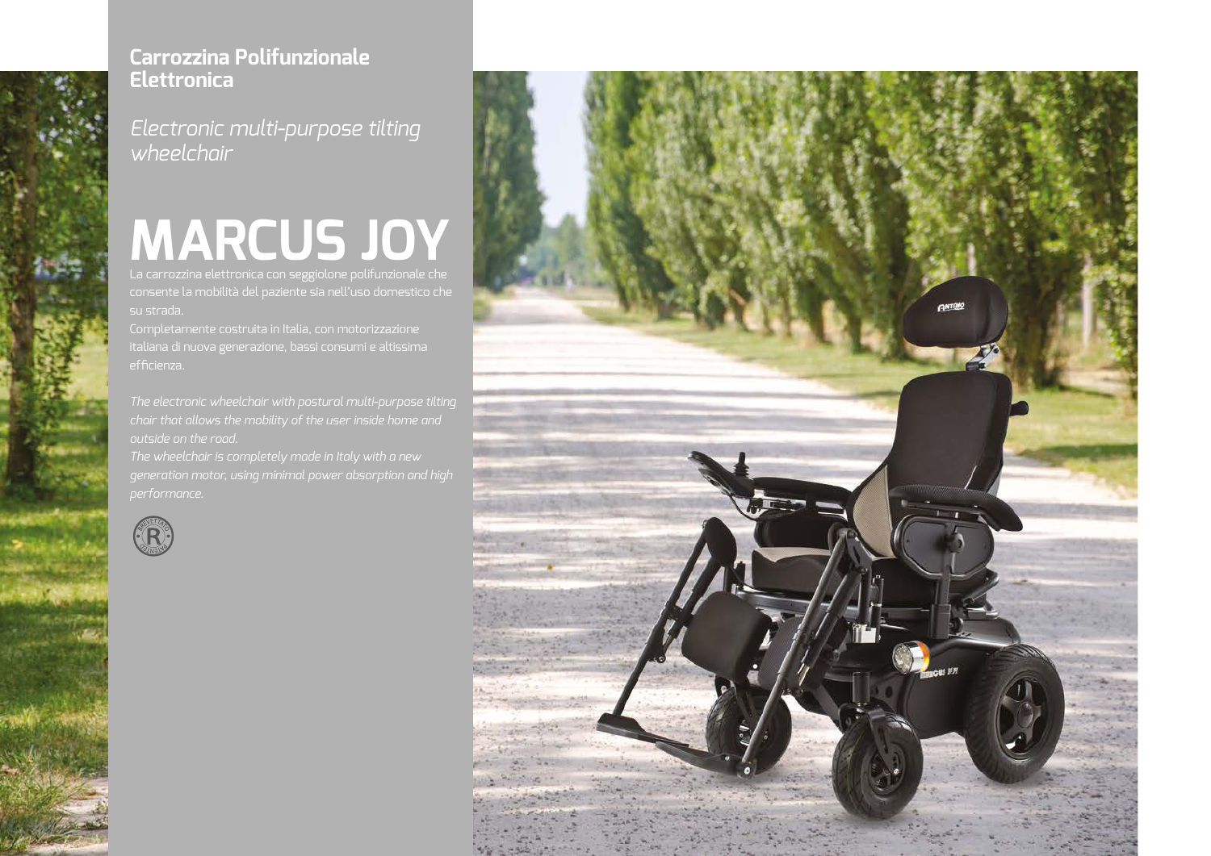## Carrozzina Polifunzionale Elettronica

*Electronic multi-purpose tilting wheelchair*

# MARCUS JOY

La carrozzina elettronica con seggiolone polifunzionale che consente la mobilità del paziente sia nell'uso domestico che su strada.

Completamente costruita in Italia, con motorizzazione italiana di nuova generazione, bassi consumi e altissima efficienza.

*The electronic wheelchair with postural multi-purpose tilting chair that allows the mobility of the user inside home and outside on the road.*

*The wheelchair is completely made in Italy with a new generation motor, using minimal power absorption and high performance.*

BREVETTATO R PATENTED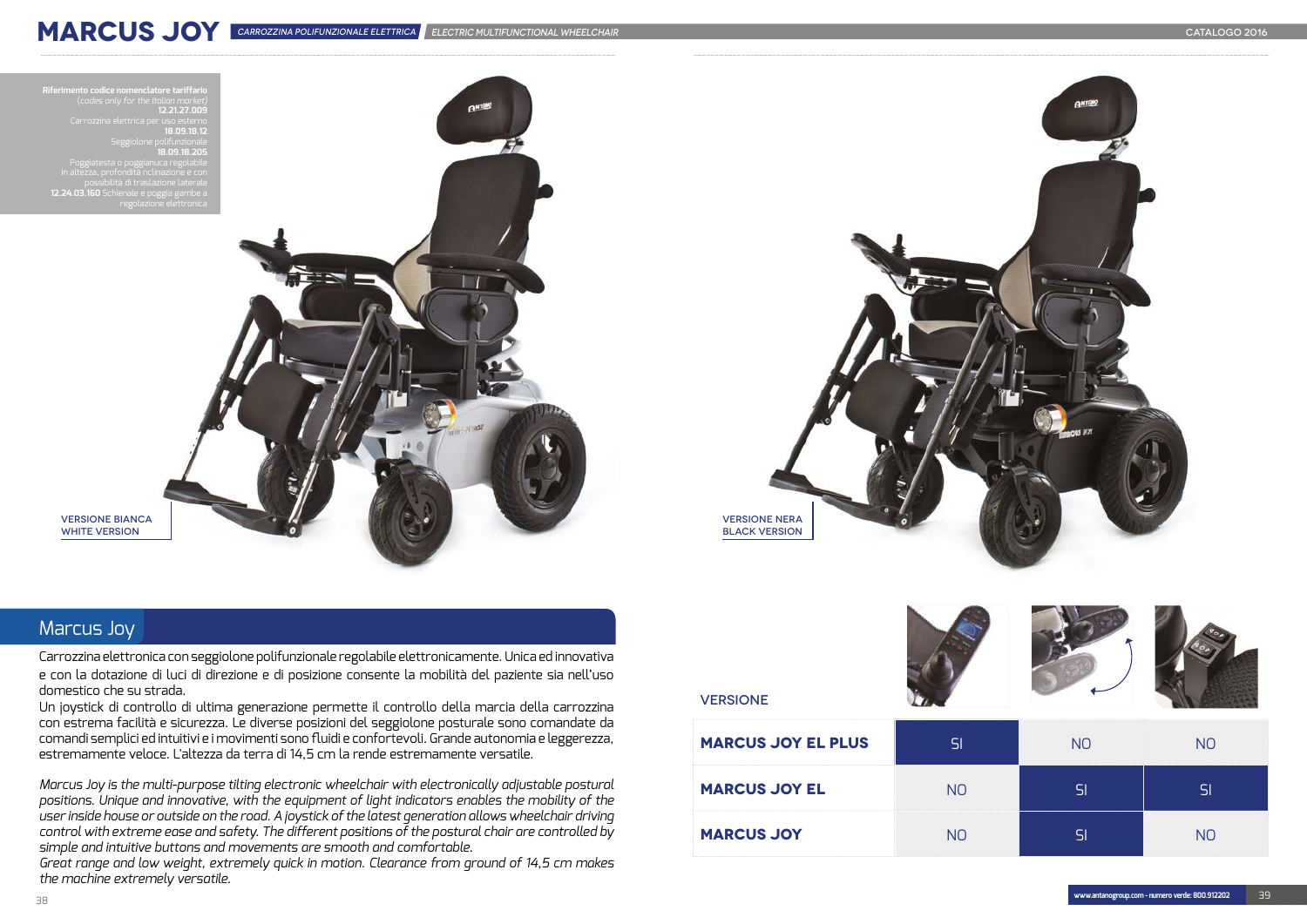# MARCUS JOY

*CARROZZINA POLIFUNZIONALE ELETTRICA* | *ELECTRIC MULTIFUNCTIONAL WHEELCHAIR*

**Riferimento codice nomenclatore tariffario**
(*codes only for the Italian market*)
**12.21.27.009**
Carrozzina elettrica per uso esterno
**18.09.18.12**
Seggiolone polifunzionale
**18.09.18.205**
Poggiatesta o poggianuca regolabile in altezza, profondità inclinazione e con possibilità di traslazione laterale
**12.24.03.160** Schienale e poggia gambe a regolazione elettronica

VERSIONE BIANCA
WHITE VERSION

VERSIONE NERA
BLACK VERSION

## Marcus Joy

Carrozzina elettronica con seggiolone polifunzionale regolabile elettronicamente. Unica ed innovativa e con la dotazione di luci di direzione e di posizione consente la mobilità del paziente sia nell'uso domestico che su strada.
Un joystick di controllo di ultima generazione permette il controllo della marcia della carrozzina con estrema facilità e sicurezza. Le diverse posizioni del seggiolone posturale sono comandate da comandi semplici ed intuitivi e i movimenti sono fluidi e confortevoli. Grande autonomia e leggerezza, estremamente veloce. L'altezza da terra di 14,5 cm la rende estremamente versatile.

*Marcus Joy is the multi-purpose tilting electronic wheelchair with electronically adjustable postural positions. Unique and innovative, with the equipment of light indicators enables the mobility of the user inside house or outside on the road. A joystick of the latest generation allows wheelchair driving control with extreme ease and safety. The different positions of the postural chair are controlled by simple and intuitive buttons and movements are smooth and comfortable.*
*Great range and low weight, extremely quick in motion. Clearance from ground of 14,5 cm makes the machine extremely versatile.*

| VERSIONE | | | |
|---|---|---|---|
| **MARCUS JOY EL PLUS** | SI | NO | NO |
| **MARCUS JOY EL** | NO | SI | SI |
| **MARCUS JOY** | NO | SI | NO |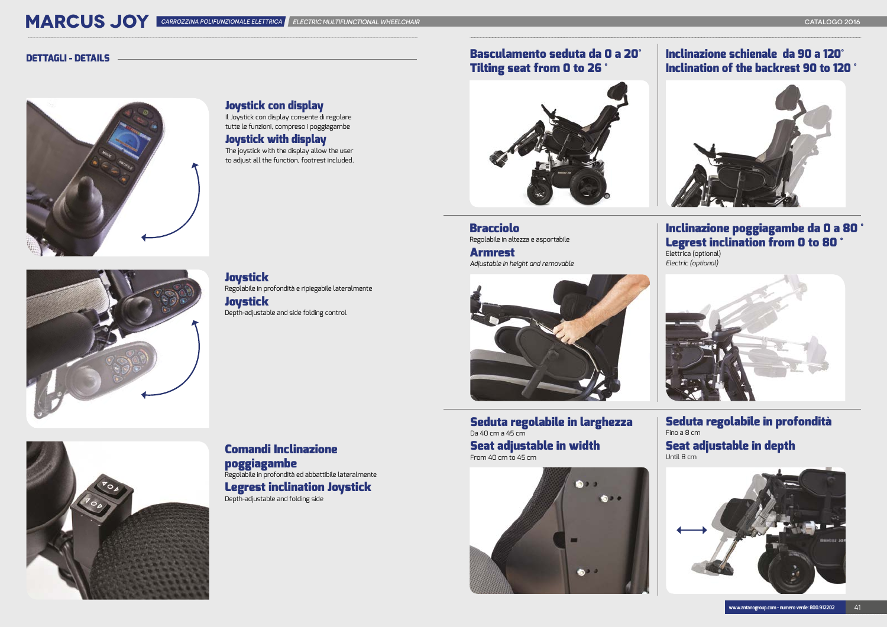# MARCUS JOY

*CARROZZINA POLIFUNZIONALE ELETTRICA* | *ELECTRIC MULTIFUNCTIONAL WHEELCHAIR*

## DETTAGLI - DETAILS

### Joystick con display
Il Joystick con display consente di regolare tutte le funzioni, compreso i poggiagambe

### Joystick with display
The joystick with the display allow the user to adjust all the function, footrest included.

### Joystick
Regolabile in profondità e ripiegabile lateralmente

### Joystick
Depth-adjustable and side folding control

### Comandi Inclinazione poggiagambe
Regolabile in profondità ed abbattibile lateralmente

### Legrest inclination Joystick
Depth-adjustable and folding side

### Basculamento seduta da 0 a 20°
### Tilting seat from 0 to 26 °

### Inclinazione schienale da 90 a 120°
### Inclination of the backrest 90 to 120 °

### Bracciolo
Regolabile in altezza e asportabile

### Armrest
*Adjustable in height and removable*

### Inclinazione poggiagambe da 0 a 80 °
### Legrest inclination from 0 to 80 °
Elettrica (optional)

*Electric (optional)*

### Seduta regolabile in larghezza
Da 40 cm a 45 cm

### Seat adjustable in width
From 40 cm to 45 cm

### Seduta regolabile in profondità
Fino a 8 cm

### Seat adjustable in depth
Until 8 cm

www.antanogroup.com - numero verde: 800.912202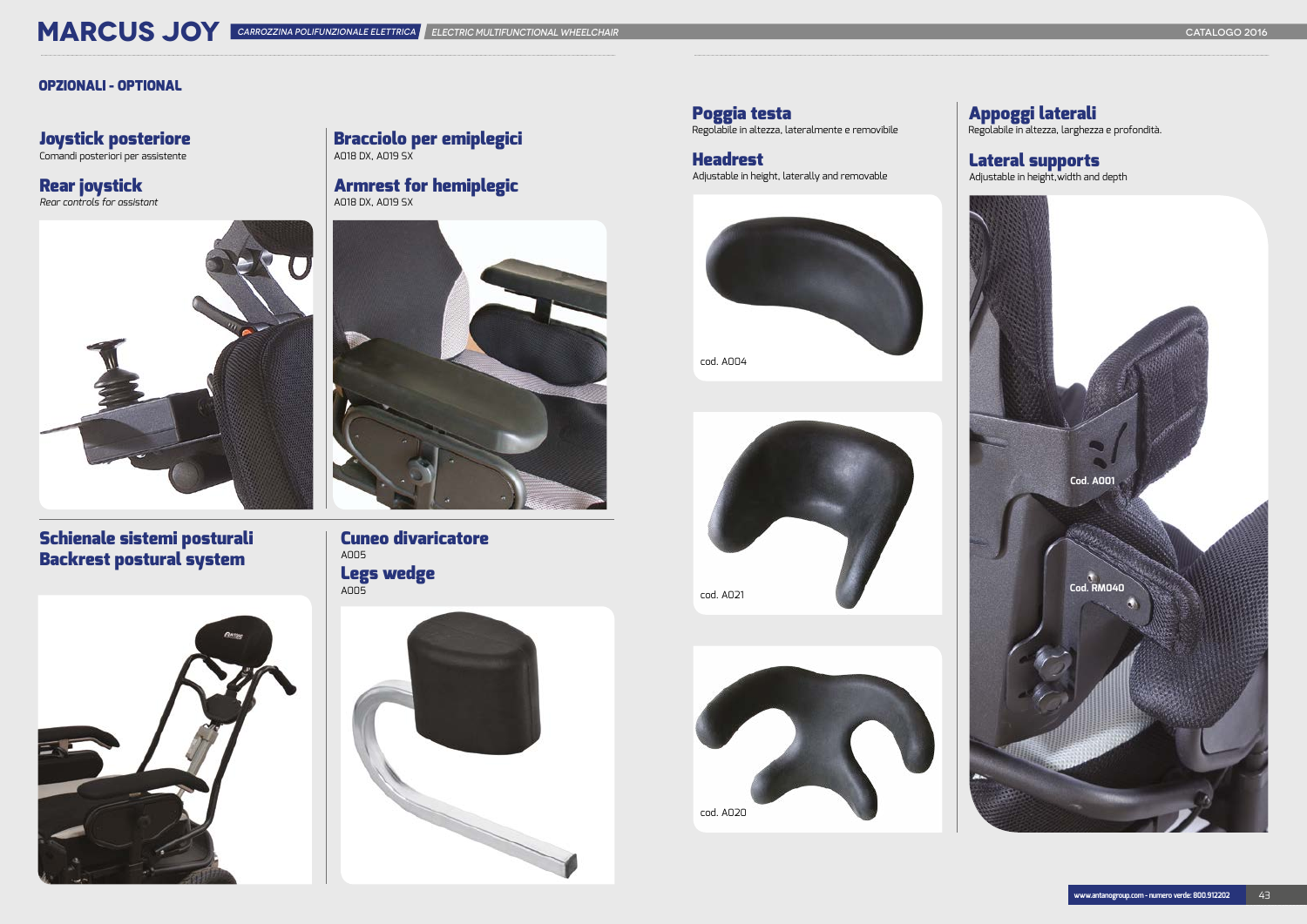## OPZIONALI - OPTIONAL

### Joystick posteriore
Comandi posteriori per assistente

### Rear joystick
*Rear controls for assistant*

### Bracciolo per emiplegici
A018 DX, A019 SX

### Armrest for hemiplegic
A018 DX, A019 SX

### Schienale sistemi posturali
### Backrest postural system

### Cuneo divaricatore
A005

### Legs wedge
A005

### Poggia testa
Regolabile in altezza, lateralmente e removibile

### Headrest
Adjustable in height, laterally and removable

cod. A004

cod. A021

cod. A020

### Appoggi laterali
Regolabile in altezza, larghezza e profondità.

### Lateral supports
Adjustable in height,width and depth

Cod. A001

Cod. RM040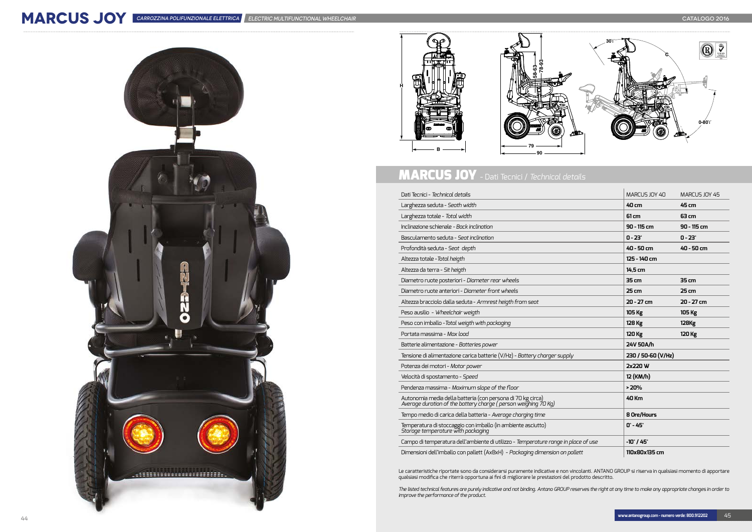# MARCUS JOY

CARROZZINA POLIFUNZIONALE ELETTRICA | ELECTRIC MULTIFUNCTIONAL WHEELCHAIR

CATALOGO 2016

H

B

58-63

78-93

79

90

30°

C

0-80°

## MARCUS JOY - Dati Tecnici / *Technical details*

| Dati Tecnici - *Technical details* | MARCUS JOY 40 | MARCUS JOY 45 |
|---|---|---|
| Larghezza seduta - *Seath width* | **40 cm** | **45 cm** |
| Larghezza totale - *Total width* | **61 cm** | **63 cm** |
| Inclinazione schienale - *Back inclination* | **90 - 115 cm** | **90 - 115 cm** |
| Basculamento seduta - *Seat inclination* | **0 - 23°** | **0 - 23°** |
| Profondità seduta - *Seat depth* | **40 - 50 cm** | **40 - 50 cm** |
| Altezza totale - *Total heigth* | **125 - 140 cm** | |
| Altezza da terra - *Sit heigth* | **14,5 cm** | |
| Diametro ruote posteriori - *Diameter rear wheels* | **35 cm** | **35 cm** |
| Diametro ruote anteriori - *Diameter front wheels* | **25 cm** | **25 cm** |
| Altezza bracciolo dalla seduta - *Armrest heigth from seat* | **20 - 27 cm** | **20 - 27 cm** |
| Peso ausilio - *Wheelchair weigth* | **105 Kg** | **105 Kg** |
| Peso con imballo - *Total weigth with packaging* | **128 Kg** | **128Kg** |
| Portata massima - *Max load* | **120 Kg** | **120 Kg** |
| Batterie alimentazione - *Batteries power* | **24V 50A/h** | |
| Tensione di alimentazione carica batterie (V/Hz) - *Battery charger supply* | **230 / 50-60 (V/Hz)** | |
| Potenza dei motori - *Motor power* | **2x220 W** | |
| Velocità di spostamento - *Speed* | **12 (KM/h)** | |
| Pendenza massima - *Maximum slope of the floor* | **> 20%** | |
| Autonomia media della batteria (con persona di 70 kg circa) *Average duration of the battery charge (person weighing 70 Kg)* | **40 Km** | |
| Tempo medio di carica della batteria - *Average charging time* | **8 Ore/Hours** | |
| Temperatura di stoccaggio con imballo (in ambiente asciutto) *Storage temperature with packaging* | **0° - 45°** | |
| Campo di temperatura dell'ambiente di utilizzo - *Temperature range in place of use* | **-10° / 45°** | |
| Dimensioni dell'imballo con pallett (AxBxH) - *Packaging dimension on pollett* | **110x80x135 cm** | |

Le caratteristiche riportate sono da considerarsi puramente indicative e non vincolanti. ANTANO GROUP si riserva in qualsiasi momento di apportare qualsiasi modifica che riterrà opportuna ai fini di migliorare le prestazioni del prodotto descritto.

*The listed technical features are purely indicative and not binding. Antano GROUP reserves the right at any time to make any appropriate changes in order to improve the performance of the product.*

www.antanogroup.com - numero verde: 800.912202